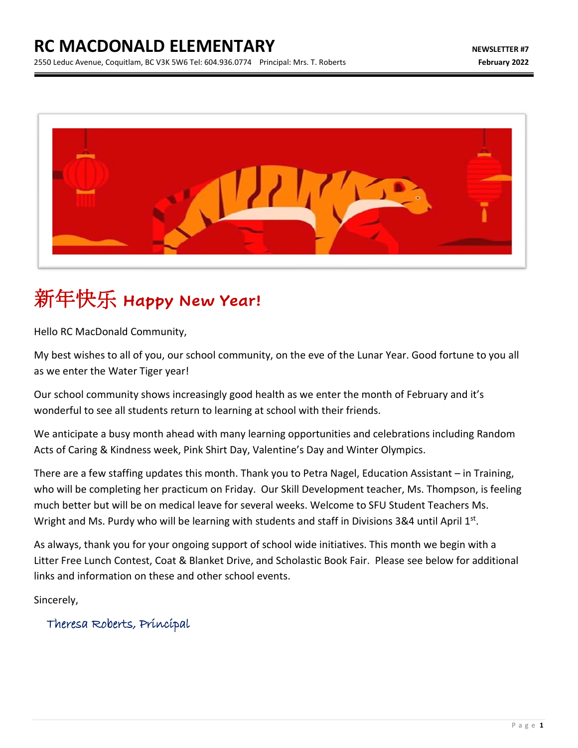# RC MACDONALD ELEMENTARY

2550 Leduc Avenue, Coquitlam, BC V3K 5W6 Tel: 604.936.0774 Principal: Mrs. T. Roberts

**NEWSLETTER #7**
**February 2022**

## 新年快乐 Happy New Year!

Hello RC MacDonald Community,

My best wishes to all of you, our school community, on the eve of the Lunar Year. Good fortune to you all as we enter the Water Tiger year!

Our school community shows increasingly good health as we enter the month of February and it's wonderful to see all students return to learning at school with their friends.

We anticipate a busy month ahead with many learning opportunities and celebrations including Random Acts of Caring & Kindness week, Pink Shirt Day, Valentine's Day and Winter Olympics.

There are a few staffing updates this month. Thank you to Petra Nagel, Education Assistant – in Training, who will be completing her practicum on Friday. Our Skill Development teacher, Ms. Thompson, is feeling much better but will be on medical leave for several weeks. Welcome to SFU Student Teachers Ms. Wright and Ms. Purdy who will be learning with students and staff in Divisions 3&4 until April 1st.

As always, thank you for your ongoing support of school wide initiatives. This month we begin with a Litter Free Lunch Contest, Coat & Blanket Drive, and Scholastic Book Fair. Please see below for additional links and information on these and other school events.

Sincerely,

*Theresa Roberts, Principal*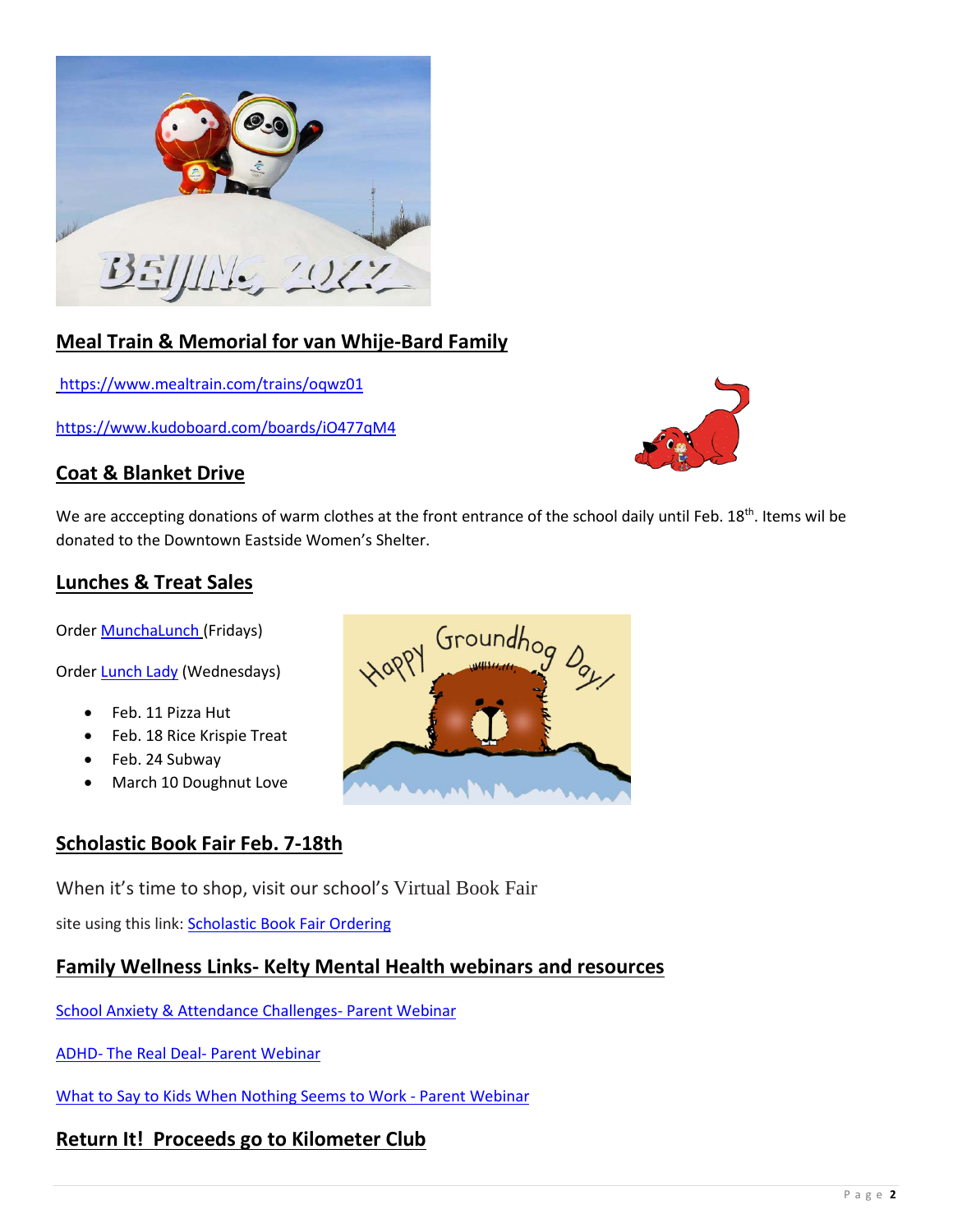## Meal Train & Memorial for van Whije-Bard Family

https://www.mealtrain.com/trains/oqwz01

https://www.kudoboard.com/boards/iO477qM4

## Coat & Blanket Drive

We are acccepting donations of warm clothes at the front entrance of the school daily until Feb. 18th. Items wil be donated to the Downtown Eastside Women's Shelter.

## Lunches & Treat Sales

Order MunchaLunch (Fridays)

Order Lunch Lady (Wednesdays)

- Feb. 11 Pizza Hut
- Feb. 18 Rice Krispie Treat
- Feb. 24 Subway
- March 10 Doughnut Love

## Scholastic Book Fair Feb. 7-18th

When it's time to shop, visit our school's Virtual Book Fair site using this link: Scholastic Book Fair Ordering

## Family Wellness Links- Kelty Mental Health webinars and resources

School Anxiety & Attendance Challenges- Parent Webinar

ADHD- The Real Deal- Parent Webinar

What to Say to Kids When Nothing Seems to Work - Parent Webinar

## Return It! Proceeds go to Kilometer Club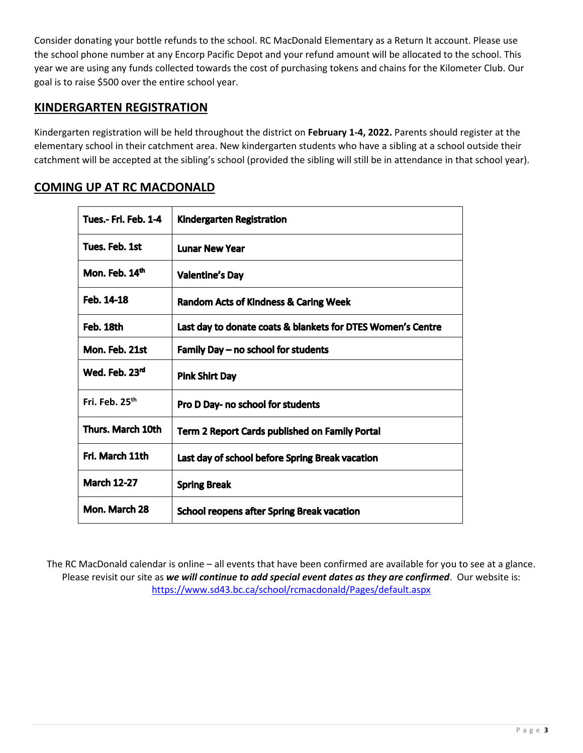Consider donating your bottle refunds to the school. RC MacDonald Elementary as a Return It account. Please use the school phone number at any Encorp Pacific Depot and your refund amount will be allocated to the school. This year we are using any funds collected towards the cost of purchasing tokens and chains for the Kilometer Club. Our goal is to raise $500 over the entire school year.

## KINDERGARTEN REGISTRATION

Kindergarten registration will be held throughout the district on **February 1-4, 2022.** Parents should register at the elementary school in their catchment area. New kindergarten students who have a sibling at a school outside their catchment will be accepted at the sibling's school (provided the sibling will still be in attendance in that school year).

## COMING UP AT RC MACDONALD

| | |
|---|---|
| **Tues.- Fri. Feb. 1-4** | **Kindergarten Registration** |
| **Tues. Feb. 1st** | **Lunar New Year** |
| **Mon. Feb. 14th** | **Valentine's Day** |
| **Feb. 14-18** | **Random Acts of Kindness & Caring Week** |
| **Feb. 18th** | **Last day to donate coats & blankets for DTES Women's Centre** |
| **Mon. Feb. 21st** | **Family Day – no school for students** |
| **Wed. Feb. 23rd** | **Pink Shirt Day** |
| Fri. Feb. 25th | **Pro D Day- no school for students** |
| **Thurs. March 10th** | **Term 2 Report Cards published on Family Portal** |
| **Fri. March 11th** | **Last day of school before Spring Break vacation** |
| **March 12-27** | **Spring Break** |
| **Mon. March 28** | **School reopens after Spring Break vacation** |

The RC MacDonald calendar is online – all events that have been confirmed are available for you to see at a glance. Please revisit our site as ***we will continue to add special event dates as they are confirmed***. Our website is: https://www.sd43.bc.ca/school/rcmacdonald/Pages/default.aspx